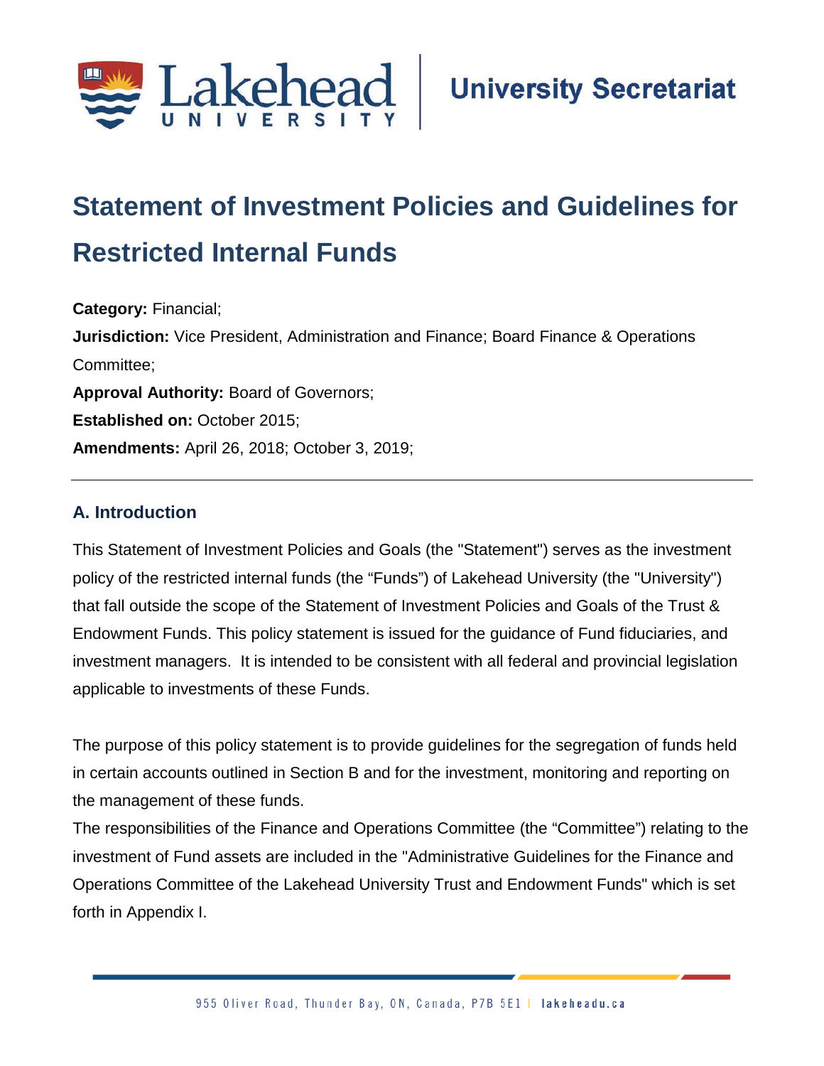# Statement of Investment Policies and Guidelines for Restricted Internal Funds

**Category:** Financial;

**Jurisdiction:** Vice President, Administration and Finance; Board Finance & Operations Committee;

**Approval Authority:** Board of Governors;

**Established on:** October 2015;

**Amendments:** April 26, 2018; October 3, 2019;

---

## A. Introduction

This Statement of Investment Policies and Goals (the "Statement") serves as the investment policy of the restricted internal funds (the "Funds") of Lakehead University (the "University") that fall outside the scope of the Statement of Investment Policies and Goals of the Trust & Endowment Funds. This policy statement is issued for the guidance of Fund fiduciaries, and investment managers. It is intended to be consistent with all federal and provincial legislation applicable to investments of these Funds.

The purpose of this policy statement is to provide guidelines for the segregation of funds held in certain accounts outlined in Section B and for the investment, monitoring and reporting on the management of these funds.

The responsibilities of the Finance and Operations Committee (the "Committee") relating to the investment of Fund assets are included in the "Administrative Guidelines for the Finance and Operations Committee of the Lakehead University Trust and Endowment Funds" which is set forth in Appendix I.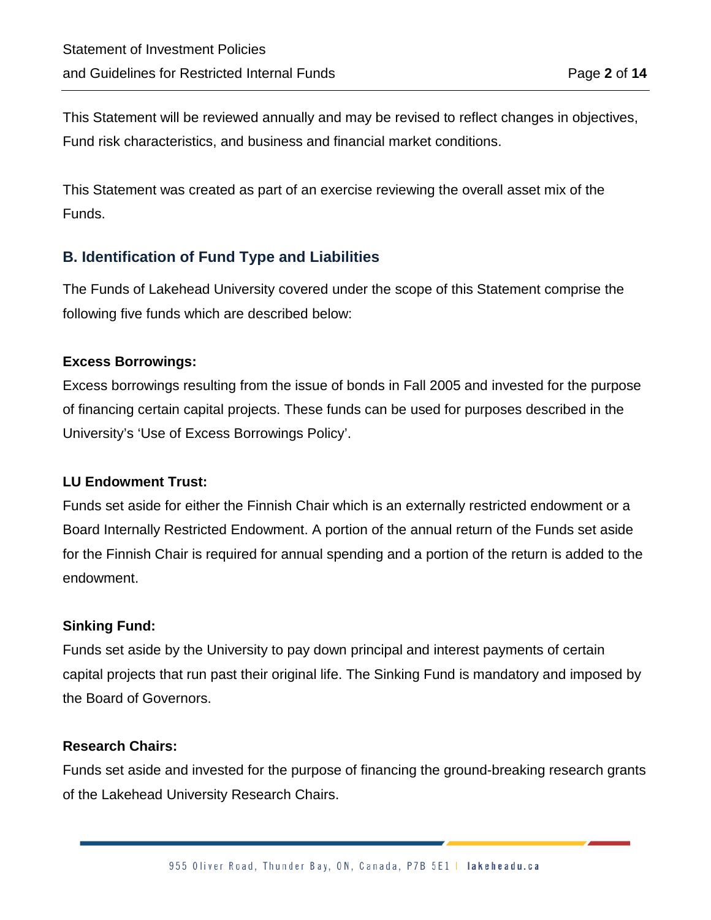This Statement will be reviewed annually and may be revised to reflect changes in objectives, Fund risk characteristics, and business and financial market conditions.

This Statement was created as part of an exercise reviewing the overall asset mix of the Funds.

## B. Identification of Fund Type and Liabilities

The Funds of Lakehead University covered under the scope of this Statement comprise the following five funds which are described below:

**Excess Borrowings:**

Excess borrowings resulting from the issue of bonds in Fall 2005 and invested for the purpose of financing certain capital projects. These funds can be used for purposes described in the University's 'Use of Excess Borrowings Policy'.

**LU Endowment Trust:**

Funds set aside for either the Finnish Chair which is an externally restricted endowment or a Board Internally Restricted Endowment. A portion of the annual return of the Funds set aside for the Finnish Chair is required for annual spending and a portion of the return is added to the endowment.

**Sinking Fund:**

Funds set aside by the University to pay down principal and interest payments of certain capital projects that run past their original life. The Sinking Fund is mandatory and imposed by the Board of Governors.

**Research Chairs:**

Funds set aside and invested for the purpose of financing the ground-breaking research grants of the Lakehead University Research Chairs.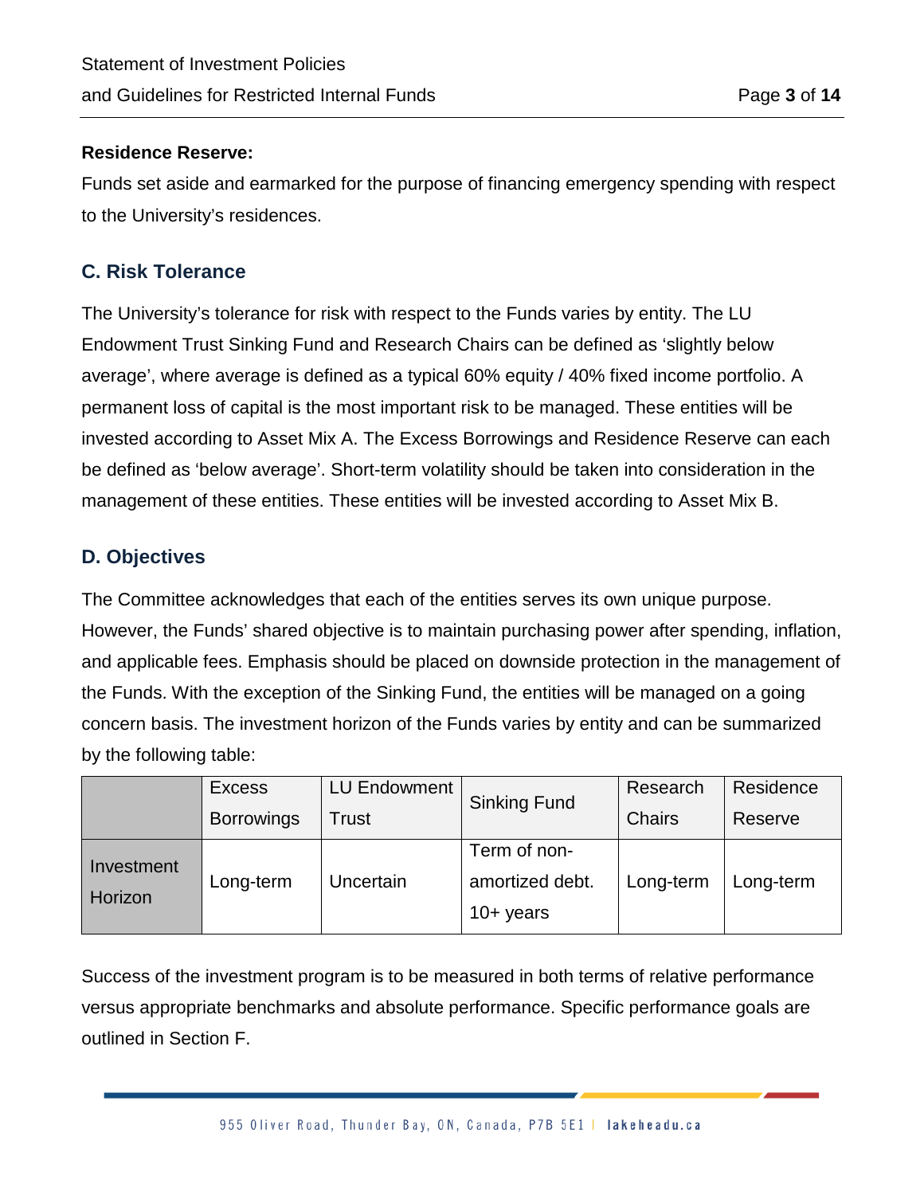**Residence Reserve:**
Funds set aside and earmarked for the purpose of financing emergency spending with respect to the University's residences.

## C. Risk Tolerance

The University's tolerance for risk with respect to the Funds varies by entity. The LU Endowment Trust Sinking Fund and Research Chairs can be defined as 'slightly below average', where average is defined as a typical 60% equity / 40% fixed income portfolio. A permanent loss of capital is the most important risk to be managed. These entities will be invested according to Asset Mix A. The Excess Borrowings and Residence Reserve can each be defined as 'below average'. Short-term volatility should be taken into consideration in the management of these entities. These entities will be invested according to Asset Mix B.

## D. Objectives

The Committee acknowledges that each of the entities serves its own unique purpose. However, the Funds' shared objective is to maintain purchasing power after spending, inflation, and applicable fees. Emphasis should be placed on downside protection in the management of the Funds. With the exception of the Sinking Fund, the entities will be managed on a going concern basis. The investment horizon of the Funds varies by entity and can be summarized by the following table:

| | Excess Borrowings | LU Endowment Trust | Sinking Fund | Research Chairs | Residence Reserve |
|---|---|---|---|---|---|
| Investment Horizon | Long-term | Uncertain | Term of non-amortized debt. 10+ years | Long-term | Long-term |

Success of the investment program is to be measured in both terms of relative performance versus appropriate benchmarks and absolute performance. Specific performance goals are outlined in Section F.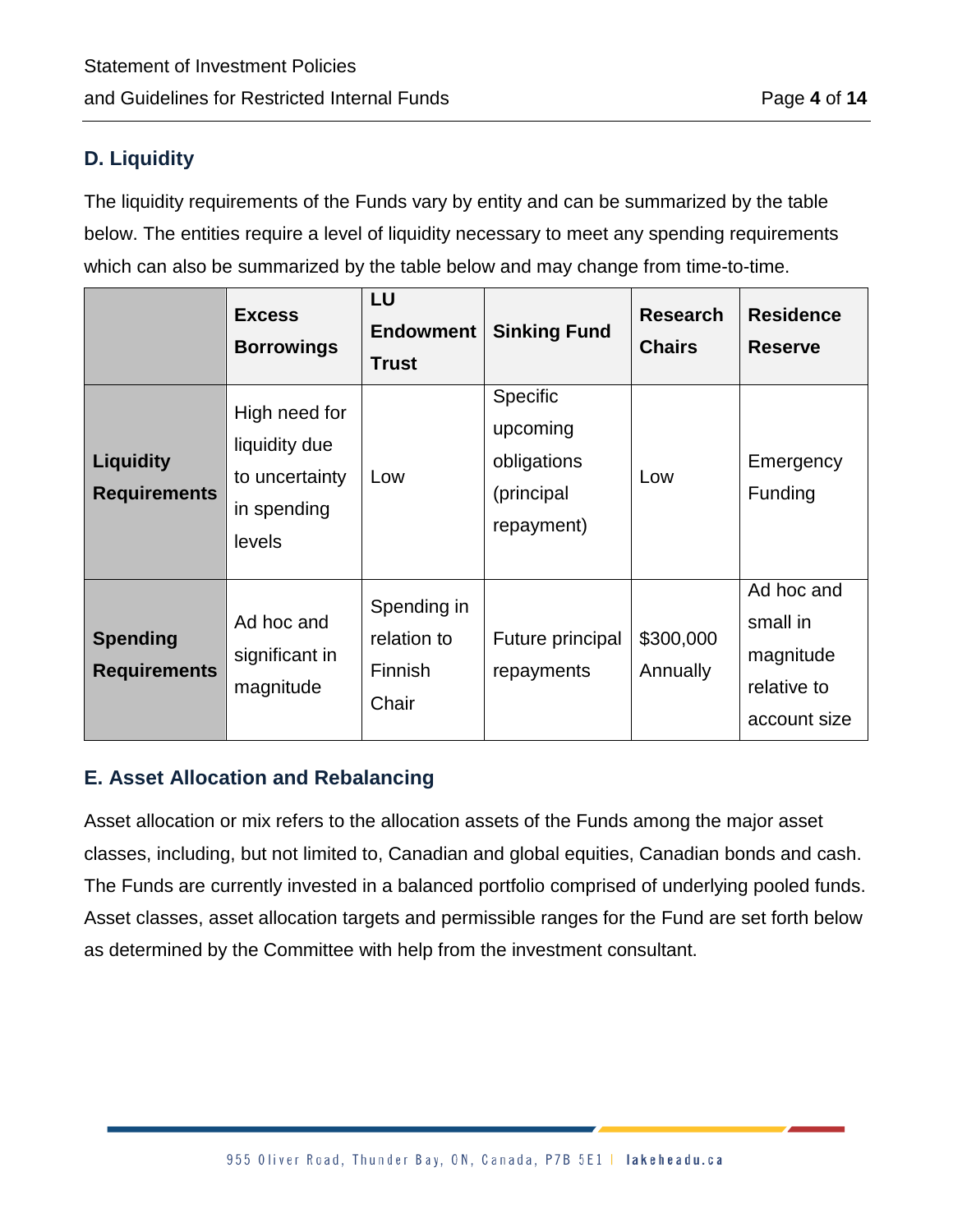## D. Liquidity

The liquidity requirements of the Funds vary by entity and can be summarized by the table below. The entities require a level of liquidity necessary to meet any spending requirements which can also be summarized by the table below and may change from time-to-time.

| | **Excess Borrowings** | **LU Endowment Trust** | **Sinking Fund** | **Research Chairs** | **Residence Reserve** |
|---|---|---|---|---|---|
| **Liquidity Requirements** | High need for liquidity due to uncertainty in spending levels | Low | Specific upcoming obligations (principal repayment) | Low | Emergency Funding |
| **Spending Requirements** | Ad hoc and significant in magnitude | Spending in relation to Finnish Chair | Future principal repayments | $300,000 Annually | Ad hoc and small in magnitude relative to account size |

## E. Asset Allocation and Rebalancing

Asset allocation or mix refers to the allocation assets of the Funds among the major asset classes, including, but not limited to, Canadian and global equities, Canadian bonds and cash. The Funds are currently invested in a balanced portfolio comprised of underlying pooled funds. Asset classes, asset allocation targets and permissible ranges for the Fund are set forth below as determined by the Committee with help from the investment consultant.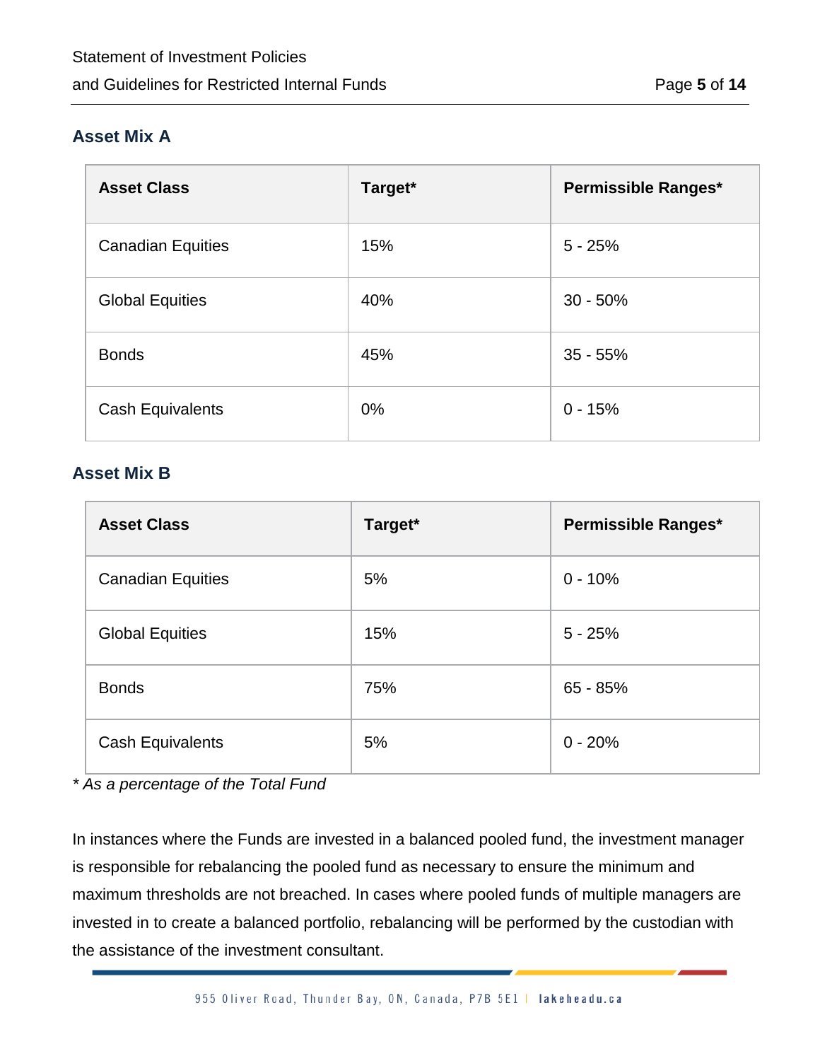## Asset Mix A

| Asset Class | Target* | Permissible Ranges* |
|---|---|---|
| Canadian Equities | 15% | 5 - 25% |
| Global Equities | 40% | 30 - 50% |
| Bonds | 45% | 35 - 55% |
| Cash Equivalents | 0% | 0 - 15% |

## Asset Mix B

| Asset Class | Target* | Permissible Ranges* |
|---|---|---|
| Canadian Equities | 5% | 0 - 10% |
| Global Equities | 15% | 5 - 25% |
| Bonds | 75% | 65 - 85% |
| Cash Equivalents | 5% | 0 - 20% |

*\* As a percentage of the Total Fund*

In instances where the Funds are invested in a balanced pooled fund, the investment manager is responsible for rebalancing the pooled fund as necessary to ensure the minimum and maximum thresholds are not breached. In cases where pooled funds of multiple managers are invested in to create a balanced portfolio, rebalancing will be performed by the custodian with the assistance of the investment consultant.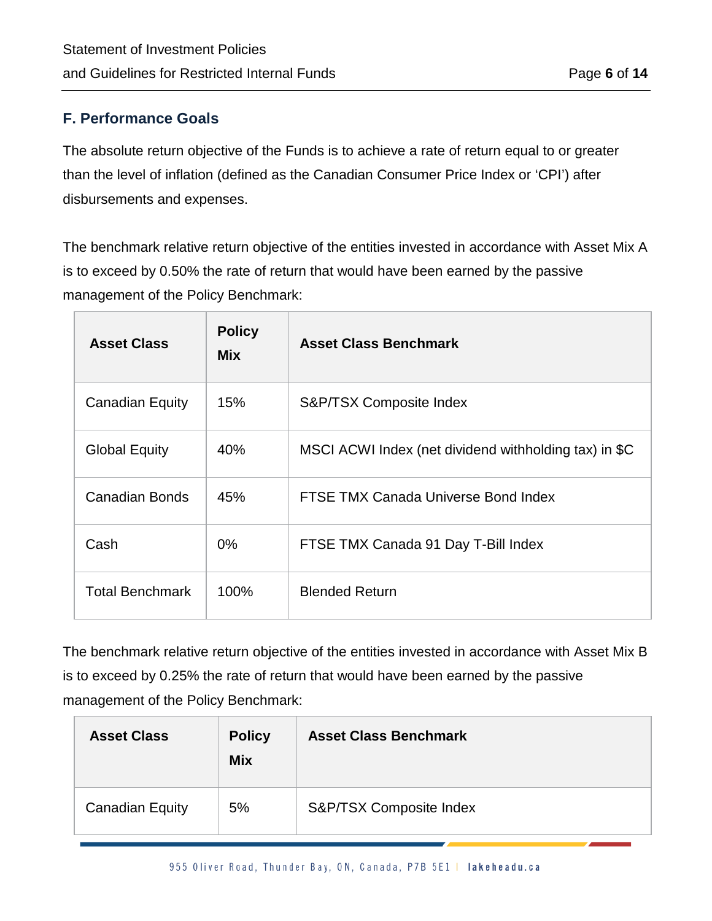## F. Performance Goals

The absolute return objective of the Funds is to achieve a rate of return equal to or greater than the level of inflation (defined as the Canadian Consumer Price Index or 'CPI') after disbursements and expenses.

The benchmark relative return objective of the entities invested in accordance with Asset Mix A is to exceed by 0.50% the rate of return that would have been earned by the passive management of the Policy Benchmark:

| Asset Class | Policy Mix | Asset Class Benchmark |
|---|---|---|
| Canadian Equity | 15% | S&P/TSX Composite Index |
| Global Equity | 40% | MSCI ACWI Index (net dividend withholding tax) in $C |
| Canadian Bonds | 45% | FTSE TMX Canada Universe Bond Index |
| Cash | 0% | FTSE TMX Canada 91 Day T-Bill Index |
| Total Benchmark | 100% | Blended Return |

The benchmark relative return objective of the entities invested in accordance with Asset Mix B is to exceed by 0.25% the rate of return that would have been earned by the passive management of the Policy Benchmark:

| Asset Class | Policy Mix | Asset Class Benchmark |
|---|---|---|
| Canadian Equity | 5% | S&P/TSX Composite Index |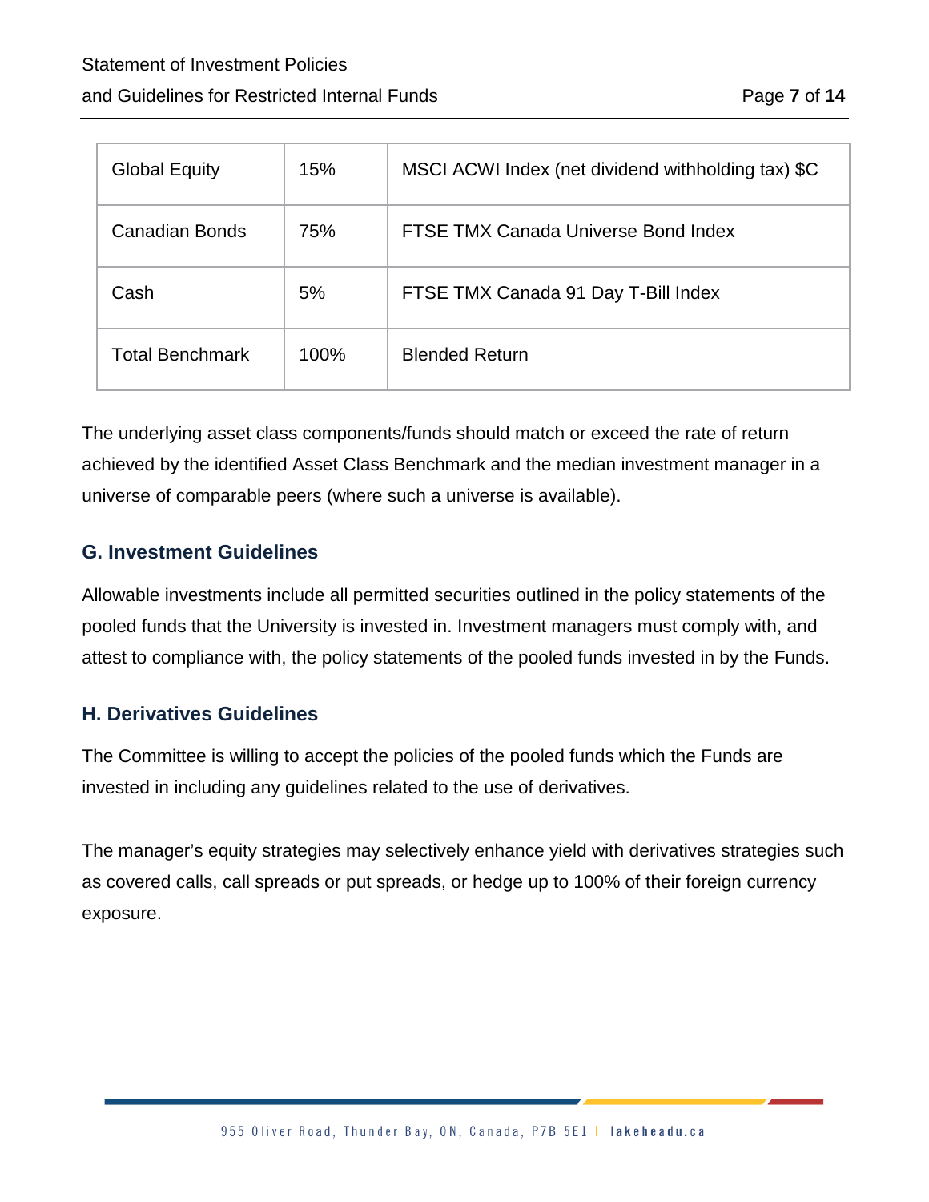| Global Equity | 15% | MSCI ACWI Index (net dividend withholding tax) $C |
|---|---|---|
| Canadian Bonds | 75% | FTSE TMX Canada Universe Bond Index |
| Cash | 5% | FTSE TMX Canada 91 Day T-Bill Index |
| Total Benchmark | 100% | Blended Return |

The underlying asset class components/funds should match or exceed the rate of return achieved by the identified Asset Class Benchmark and the median investment manager in a universe of comparable peers (where such a universe is available).

## G. Investment Guidelines

Allowable investments include all permitted securities outlined in the policy statements of the pooled funds that the University is invested in. Investment managers must comply with, and attest to compliance with, the policy statements of the pooled funds invested in by the Funds.

## H. Derivatives Guidelines

The Committee is willing to accept the policies of the pooled funds which the Funds are invested in including any guidelines related to the use of derivatives.

The manager's equity strategies may selectively enhance yield with derivatives strategies such as covered calls, call spreads or put spreads, or hedge up to 100% of their foreign currency exposure.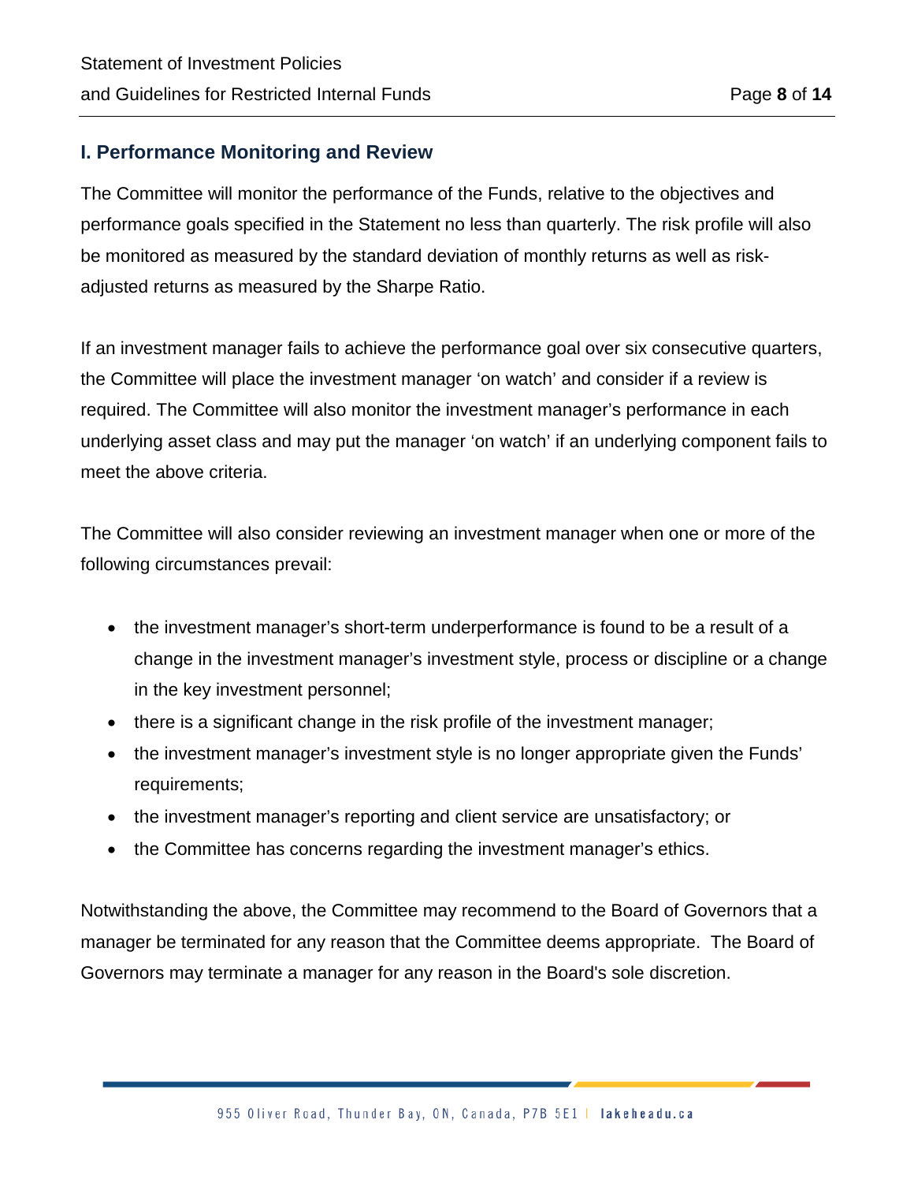## I. Performance Monitoring and Review

The Committee will monitor the performance of the Funds, relative to the objectives and performance goals specified in the Statement no less than quarterly. The risk profile will also be monitored as measured by the standard deviation of monthly returns as well as risk-adjusted returns as measured by the Sharpe Ratio.

If an investment manager fails to achieve the performance goal over six consecutive quarters, the Committee will place the investment manager 'on watch' and consider if a review is required. The Committee will also monitor the investment manager's performance in each underlying asset class and may put the manager 'on watch' if an underlying component fails to meet the above criteria.

The Committee will also consider reviewing an investment manager when one or more of the following circumstances prevail:

- the investment manager's short-term underperformance is found to be a result of a change in the investment manager's investment style, process or discipline or a change in the key investment personnel;
- there is a significant change in the risk profile of the investment manager;
- the investment manager's investment style is no longer appropriate given the Funds' requirements;
- the investment manager's reporting and client service are unsatisfactory; or
- the Committee has concerns regarding the investment manager's ethics.

Notwithstanding the above, the Committee may recommend to the Board of Governors that a manager be terminated for any reason that the Committee deems appropriate. The Board of Governors may terminate a manager for any reason in the Board's sole discretion.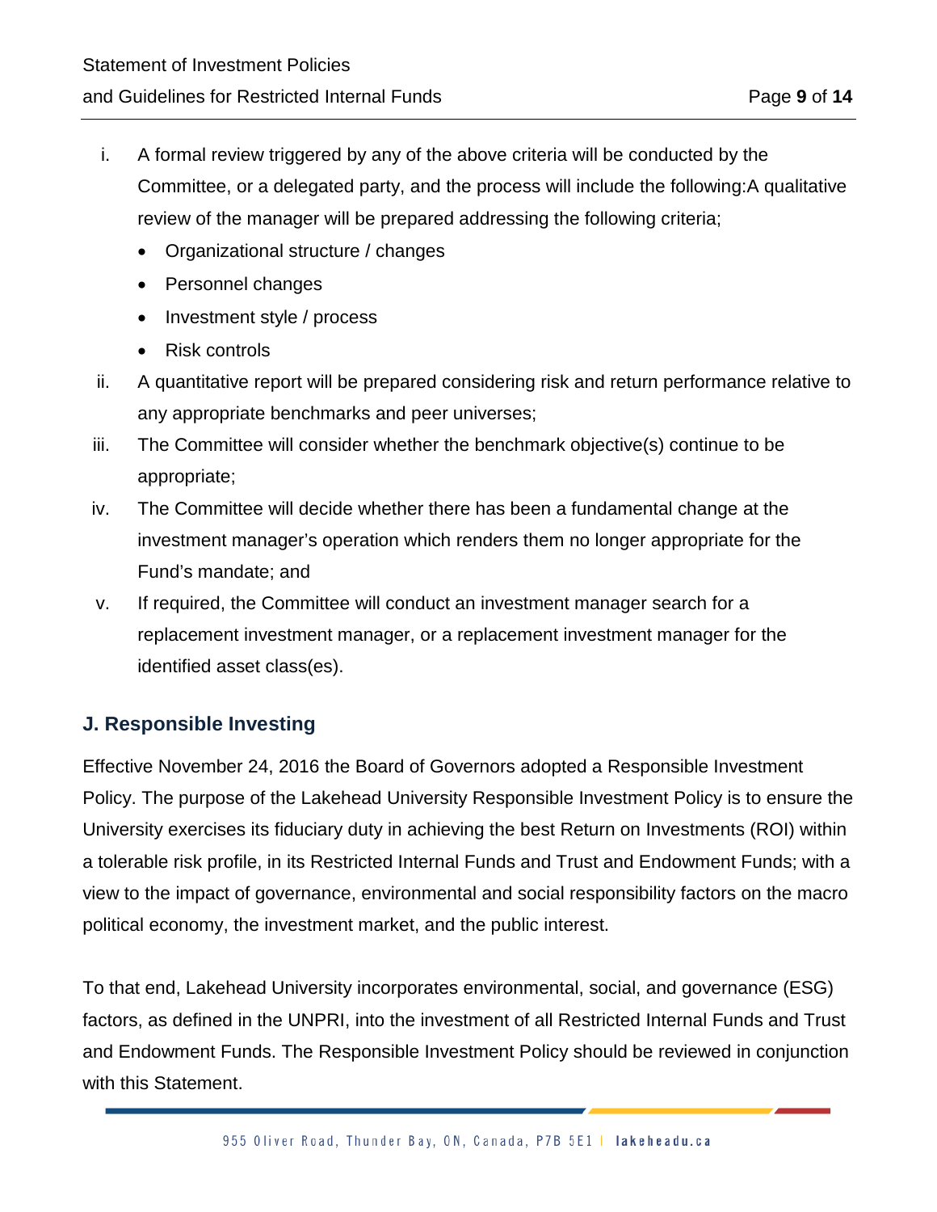i. A formal review triggered by any of the above criteria will be conducted by the Committee, or a delegated party, and the process will include the following:A qualitative review of the manager will be prepared addressing the following criteria;
   - Organizational structure / changes
   - Personnel changes
   - Investment style / process
   - Risk controls

ii. A quantitative report will be prepared considering risk and return performance relative to any appropriate benchmarks and peer universes;

iii. The Committee will consider whether the benchmark objective(s) continue to be appropriate;

iv. The Committee will decide whether there has been a fundamental change at the investment manager's operation which renders them no longer appropriate for the Fund's mandate; and

v. If required, the Committee will conduct an investment manager search for a replacement investment manager, or a replacement investment manager for the identified asset class(es).

## J. Responsible Investing

Effective November 24, 2016 the Board of Governors adopted a Responsible Investment Policy. The purpose of the Lakehead University Responsible Investment Policy is to ensure the University exercises its fiduciary duty in achieving the best Return on Investments (ROI) within a tolerable risk profile, in its Restricted Internal Funds and Trust and Endowment Funds; with a view to the impact of governance, environmental and social responsibility factors on the macro political economy, the investment market, and the public interest.

To that end, Lakehead University incorporates environmental, social, and governance (ESG) factors, as defined in the UNPRI, into the investment of all Restricted Internal Funds and Trust and Endowment Funds. The Responsible Investment Policy should be reviewed in conjunction with this Statement.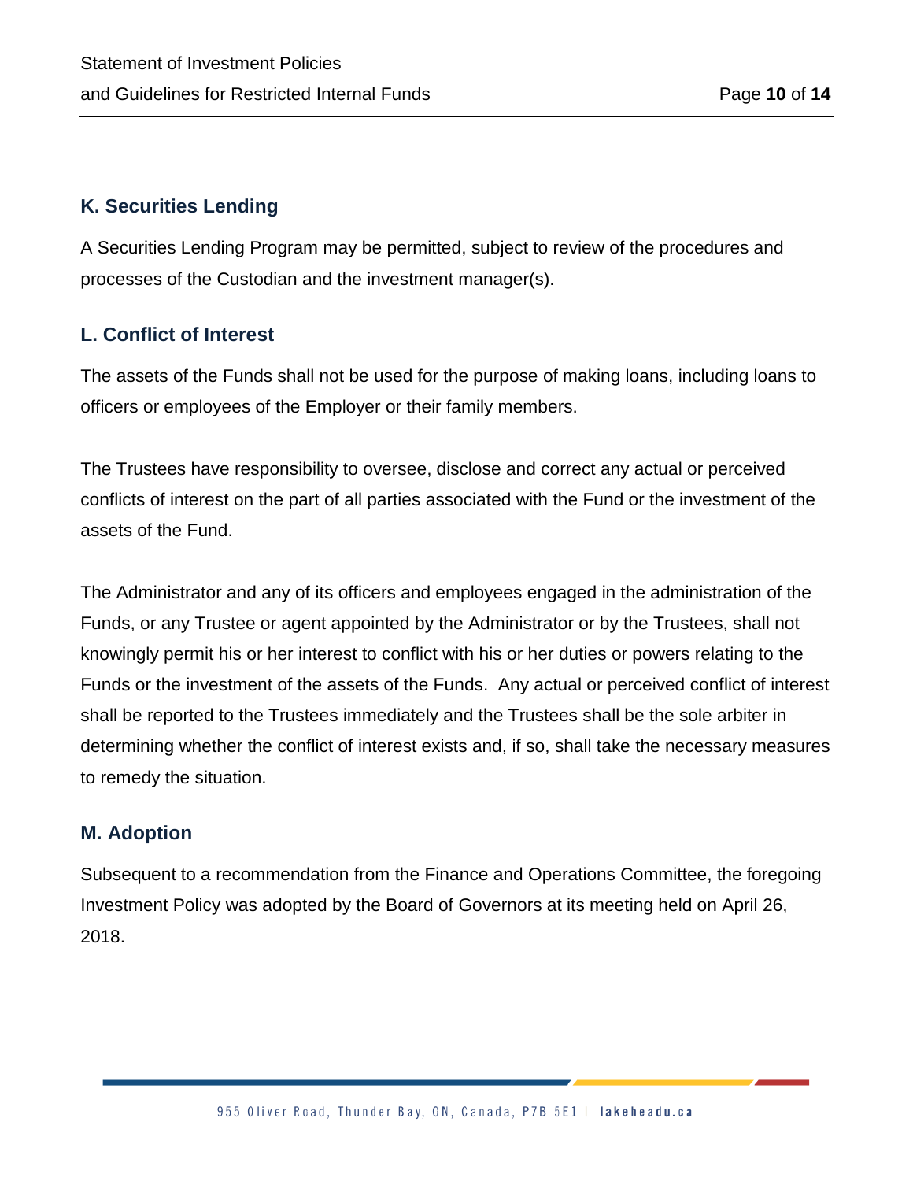## K. Securities Lending

A Securities Lending Program may be permitted, subject to review of the procedures and processes of the Custodian and the investment manager(s).

## L. Conflict of Interest

The assets of the Funds shall not be used for the purpose of making loans, including loans to officers or employees of the Employer or their family members.

The Trustees have responsibility to oversee, disclose and correct any actual or perceived conflicts of interest on the part of all parties associated with the Fund or the investment of the assets of the Fund.

The Administrator and any of its officers and employees engaged in the administration of the Funds, or any Trustee or agent appointed by the Administrator or by the Trustees, shall not knowingly permit his or her interest to conflict with his or her duties or powers relating to the Funds or the investment of the assets of the Funds. Any actual or perceived conflict of interest shall be reported to the Trustees immediately and the Trustees shall be the sole arbiter in determining whether the conflict of interest exists and, if so, shall take the necessary measures to remedy the situation.

## M. Adoption

Subsequent to a recommendation from the Finance and Operations Committee, the foregoing Investment Policy was adopted by the Board of Governors at its meeting held on April 26, 2018.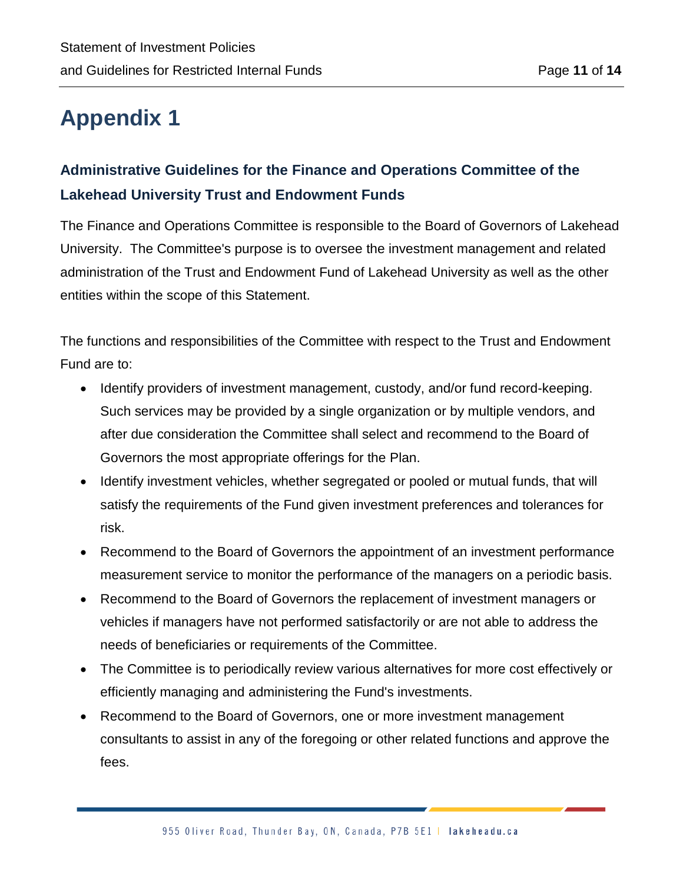# Appendix 1

### Administrative Guidelines for the Finance and Operations Committee of the Lakehead University Trust and Endowment Funds

The Finance and Operations Committee is responsible to the Board of Governors of Lakehead University. The Committee's purpose is to oversee the investment management and related administration of the Trust and Endowment Fund of Lakehead University as well as the other entities within the scope of this Statement.

The functions and responsibilities of the Committee with respect to the Trust and Endowment Fund are to:

- Identify providers of investment management, custody, and/or fund record-keeping. Such services may be provided by a single organization or by multiple vendors, and after due consideration the Committee shall select and recommend to the Board of Governors the most appropriate offerings for the Plan.
- Identify investment vehicles, whether segregated or pooled or mutual funds, that will satisfy the requirements of the Fund given investment preferences and tolerances for risk.
- Recommend to the Board of Governors the appointment of an investment performance measurement service to monitor the performance of the managers on a periodic basis.
- Recommend to the Board of Governors the replacement of investment managers or vehicles if managers have not performed satisfactorily or are not able to address the needs of beneficiaries or requirements of the Committee.
- The Committee is to periodically review various alternatives for more cost effectively or efficiently managing and administering the Fund's investments.
- Recommend to the Board of Governors, one or more investment management consultants to assist in any of the foregoing or other related functions and approve the fees.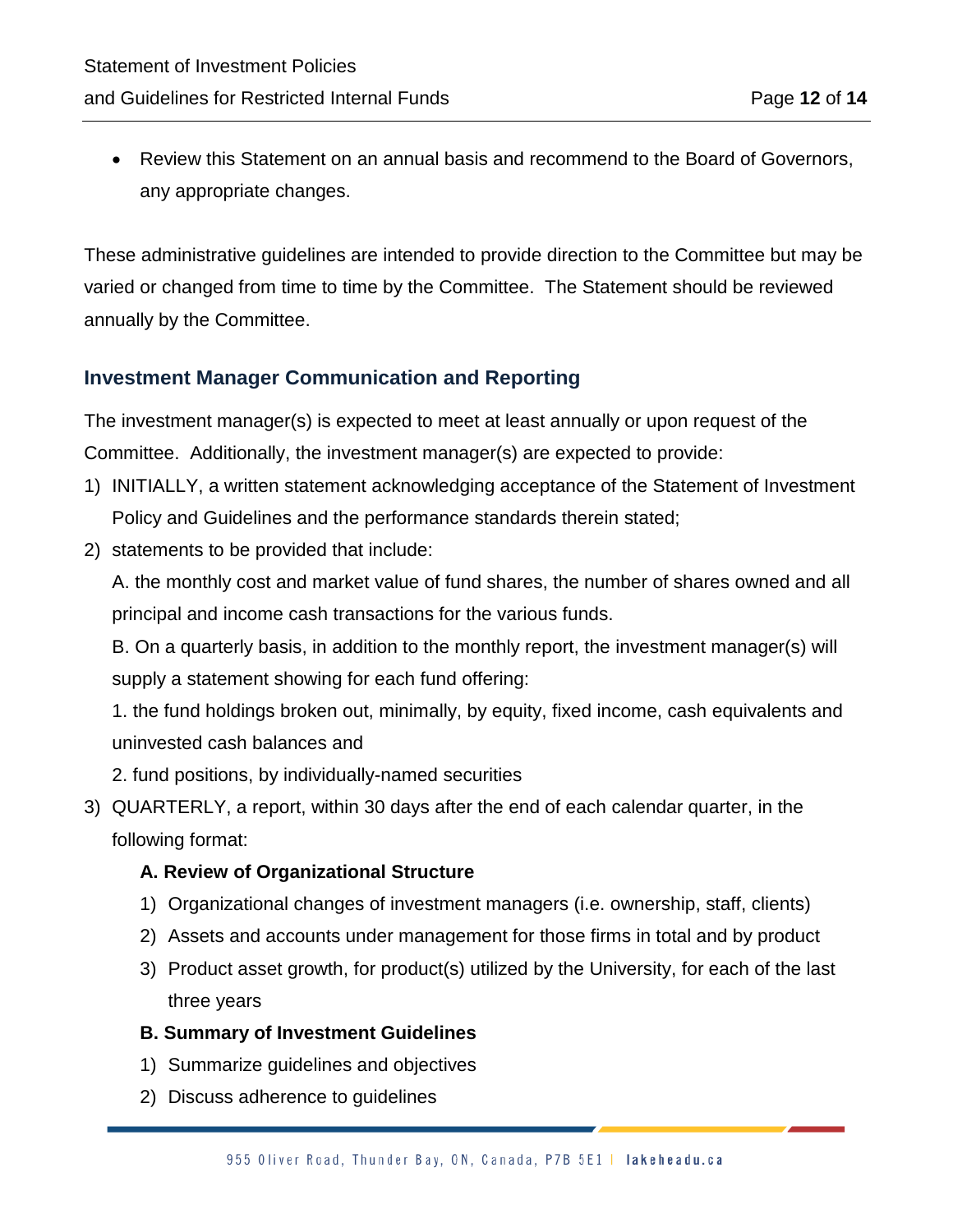- Review this Statement on an annual basis and recommend to the Board of Governors, any appropriate changes.

These administrative guidelines are intended to provide direction to the Committee but may be varied or changed from time to time by the Committee. The Statement should be reviewed annually by the Committee.

## Investment Manager Communication and Reporting

The investment manager(s) is expected to meet at least annually or upon request of the Committee. Additionally, the investment manager(s) are expected to provide:

1) INITIALLY, a written statement acknowledging acceptance of the Statement of Investment Policy and Guidelines and the performance standards therein stated;
2) statements to be provided that include:

   A. the monthly cost and market value of fund shares, the number of shares owned and all principal and income cash transactions for the various funds.

   B. On a quarterly basis, in addition to the monthly report, the investment manager(s) will supply a statement showing for each fund offering:

   1. the fund holdings broken out, minimally, by equity, fixed income, cash equivalents and uninvested cash balances and

   2. fund positions, by individually-named securities
3) QUARTERLY, a report, within 30 days after the end of each calendar quarter, in the following format:

   **A. Review of Organizational Structure**

   1) Organizational changes of investment managers (i.e. ownership, staff, clients)
   2) Assets and accounts under management for those firms in total and by product
   3) Product asset growth, for product(s) utilized by the University, for each of the last three years

   **B. Summary of Investment Guidelines**

   1) Summarize guidelines and objectives
   2) Discuss adherence to guidelines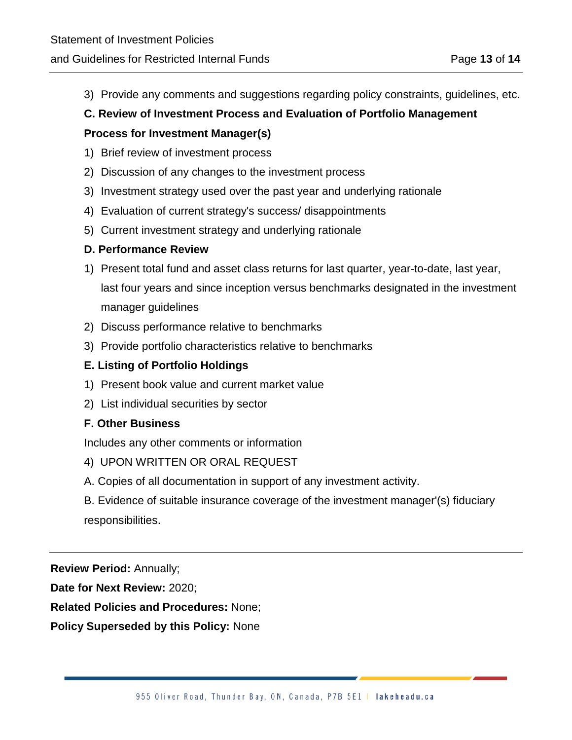3) Provide any comments and suggestions regarding policy constraints, guidelines, etc.

**C. Review of Investment Process and Evaluation of Portfolio Management Process for Investment Manager(s)**

1) Brief review of investment process
2) Discussion of any changes to the investment process
3) Investment strategy used over the past year and underlying rationale
4) Evaluation of current strategy's success/ disappointments
5) Current investment strategy and underlying rationale

**D. Performance Review**

1) Present total fund and asset class returns for last quarter, year-to-date, last year, last four years and since inception versus benchmarks designated in the investment manager guidelines
2) Discuss performance relative to benchmarks
3) Provide portfolio characteristics relative to benchmarks

**E. Listing of Portfolio Holdings**

1) Present book value and current market value
2) List individual securities by sector

**F. Other Business**

Includes any other comments or information

4) UPON WRITTEN OR ORAL REQUEST

A. Copies of all documentation in support of any investment activity.

B. Evidence of suitable insurance coverage of the investment manager'(s) fiduciary responsibilities.

---

**Review Period:** Annually;

**Date for Next Review:** 2020;

**Related Policies and Procedures:** None;

**Policy Superseded by this Policy:** None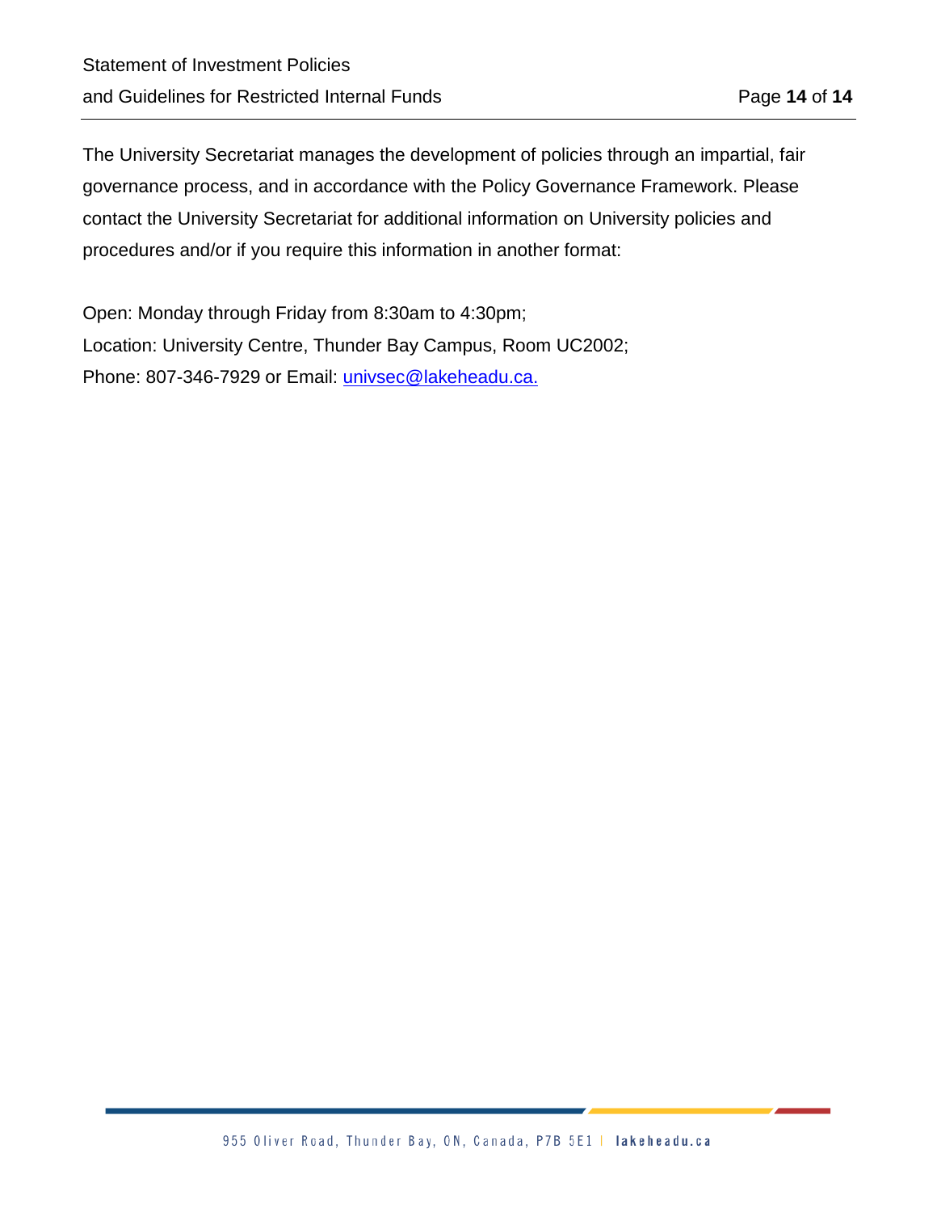The University Secretariat manages the development of policies through an impartial, fair governance process, and in accordance with the Policy Governance Framework. Please contact the University Secretariat for additional information on University policies and procedures and/or if you require this information in another format:

Open: Monday through Friday from 8:30am to 4:30pm;
Location: University Centre, Thunder Bay Campus, Room UC2002;
Phone: 807-346-7929 or Email: univsec@lakeheadu.ca.